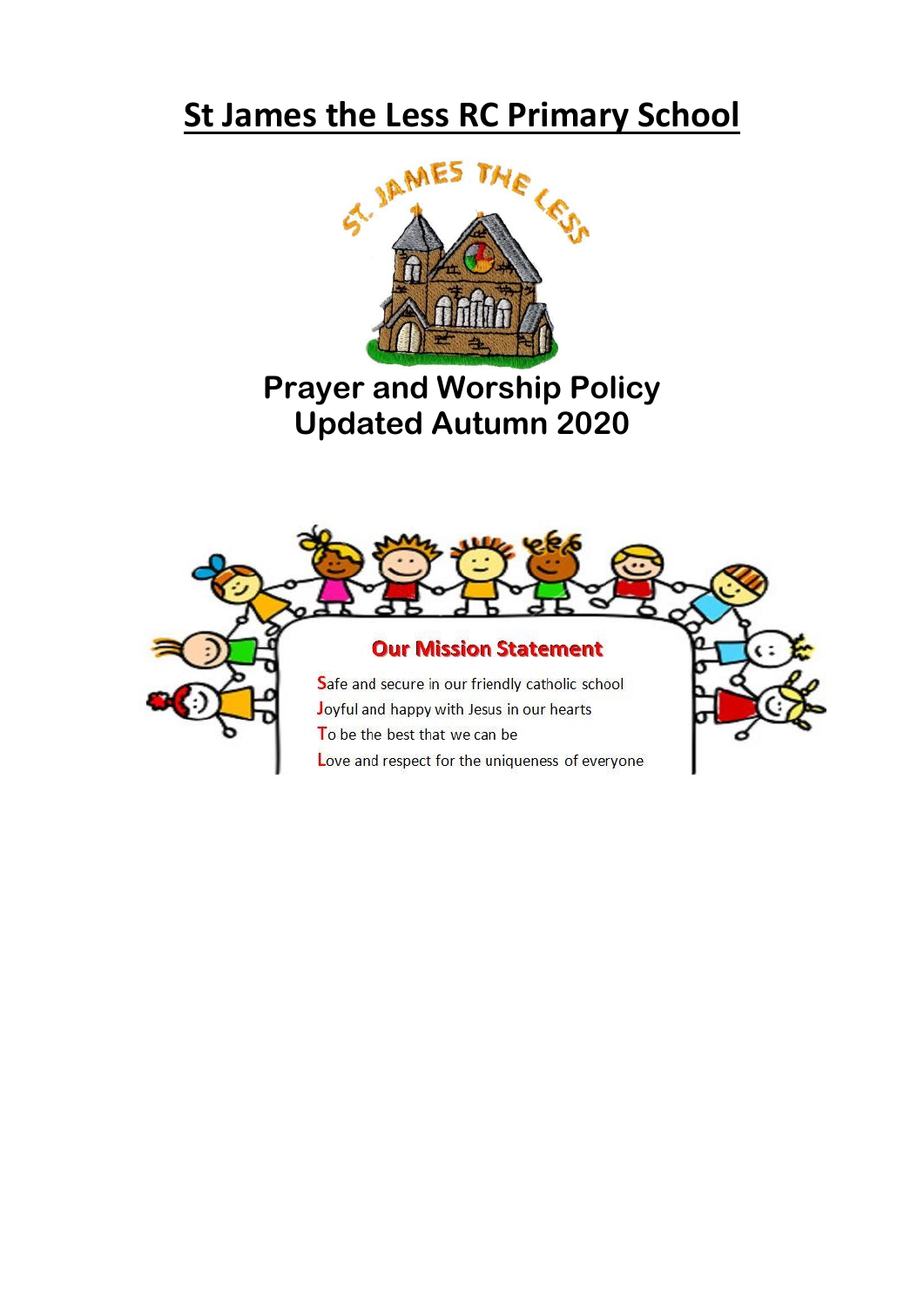# St James the Less RC Primary School

## Prayer and Worship Policy
## Updated Autumn 2020

### Our Mission Statement

**S**afe and secure in our friendly catholic school
**J**oyful and happy with Jesus in our hearts
**T**o be the best that we can be
**L**ove and respect for the uniqueness of everyone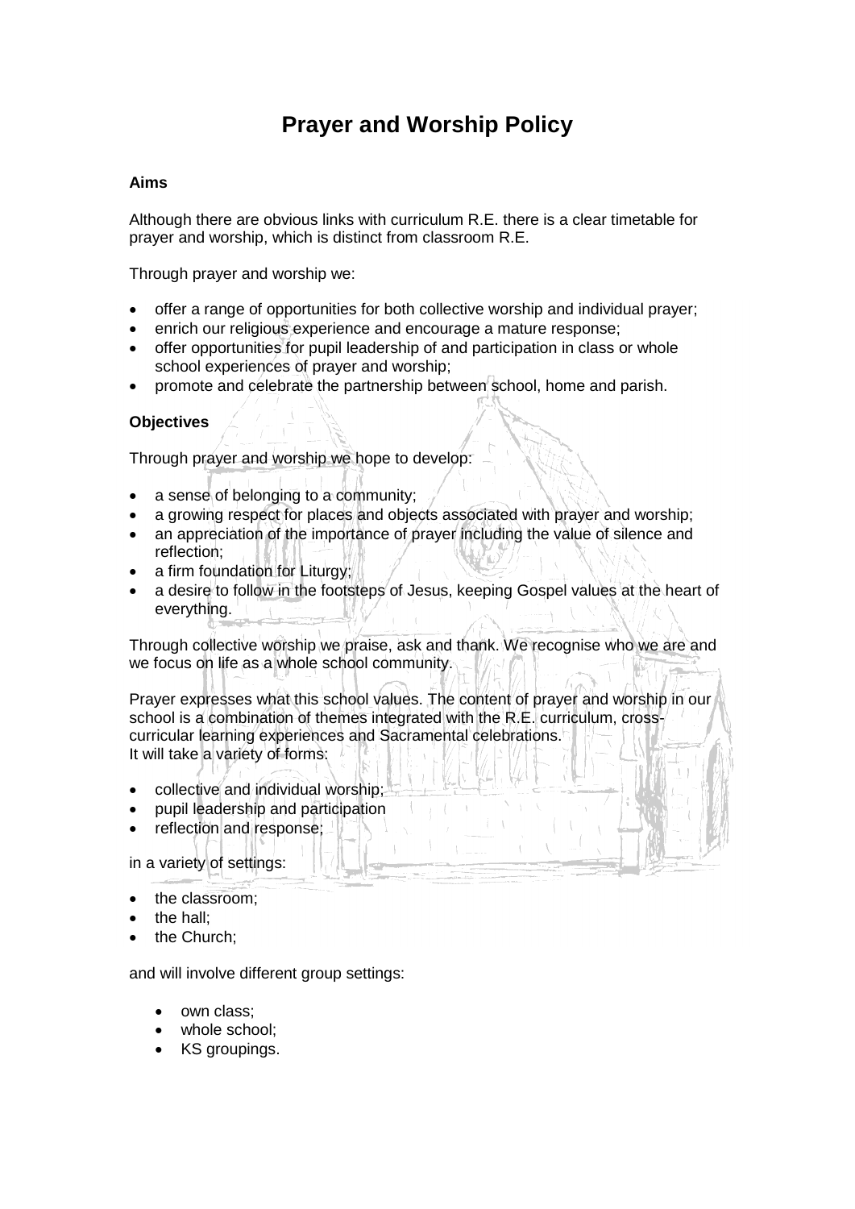# Prayer and Worship Policy

**Aims**

Although there are obvious links with curriculum R.E. there is a clear timetable for prayer and worship, which is distinct from classroom R.E.

Through prayer and worship we:

- offer a range of opportunities for both collective worship and individual prayer;
- enrich our religious experience and encourage a mature response;
- offer opportunities for pupil leadership of and participation in class or whole school experiences of prayer and worship;
- promote and celebrate the partnership between school, home and parish.

**Objectives**

Through prayer and worship we hope to develop:

- a sense of belonging to a community;
- a growing respect for places and objects associated with prayer and worship;
- an appreciation of the importance of prayer including the value of silence and reflection;
- a firm foundation for Liturgy;
- a desire to follow in the footsteps of Jesus, keeping Gospel values at the heart of everything.

Through collective worship we praise, ask and thank. We recognise who we are and we focus on life as a whole school community.

Prayer expresses what this school values. The content of prayer and worship in our school is a combination of themes integrated with the R.E. curriculum, cross-curricular learning experiences and Sacramental celebrations.
It will take a variety of forms:

- collective and individual worship;
- pupil leadership and participation
- reflection and response;

in a variety of settings:

- the classroom;
- the hall;
- the Church;

and will involve different group settings:

- own class;
- whole school;
- KS groupings.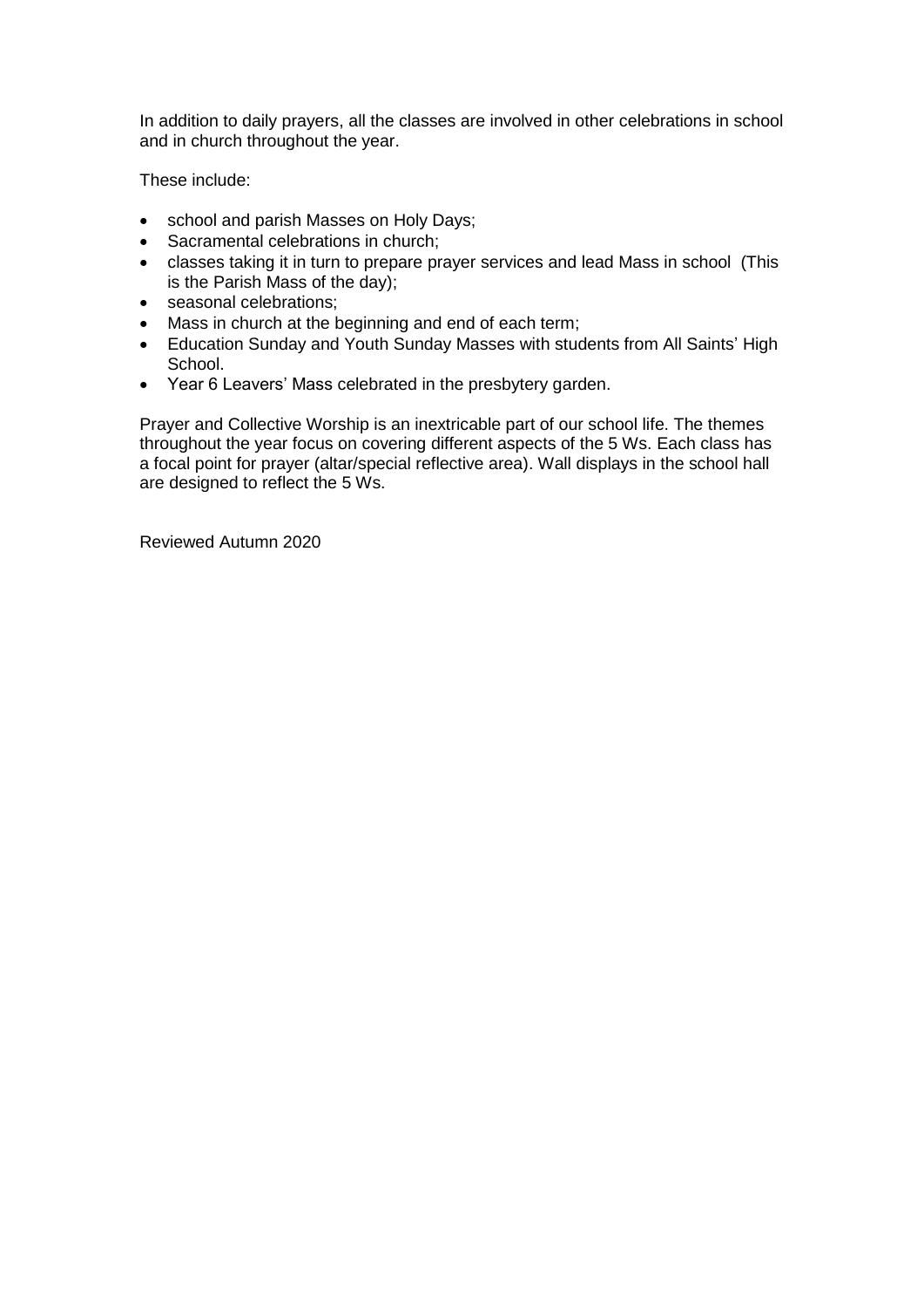In addition to daily prayers, all the classes are involved in other celebrations in school and in church throughout the year.

These include:

- school and parish Masses on Holy Days;
- Sacramental celebrations in church;
- classes taking it in turn to prepare prayer services and lead Mass in school (This is the Parish Mass of the day);
- seasonal celebrations;
- Mass in church at the beginning and end of each term;
- Education Sunday and Youth Sunday Masses with students from All Saints' High School.
- Year 6 Leavers' Mass celebrated in the presbytery garden.

Prayer and Collective Worship is an inextricable part of our school life. The themes throughout the year focus on covering different aspects of the 5 Ws. Each class has a focal point for prayer (altar/special reflective area). Wall displays in the school hall are designed to reflect the 5 Ws.

Reviewed Autumn 2020